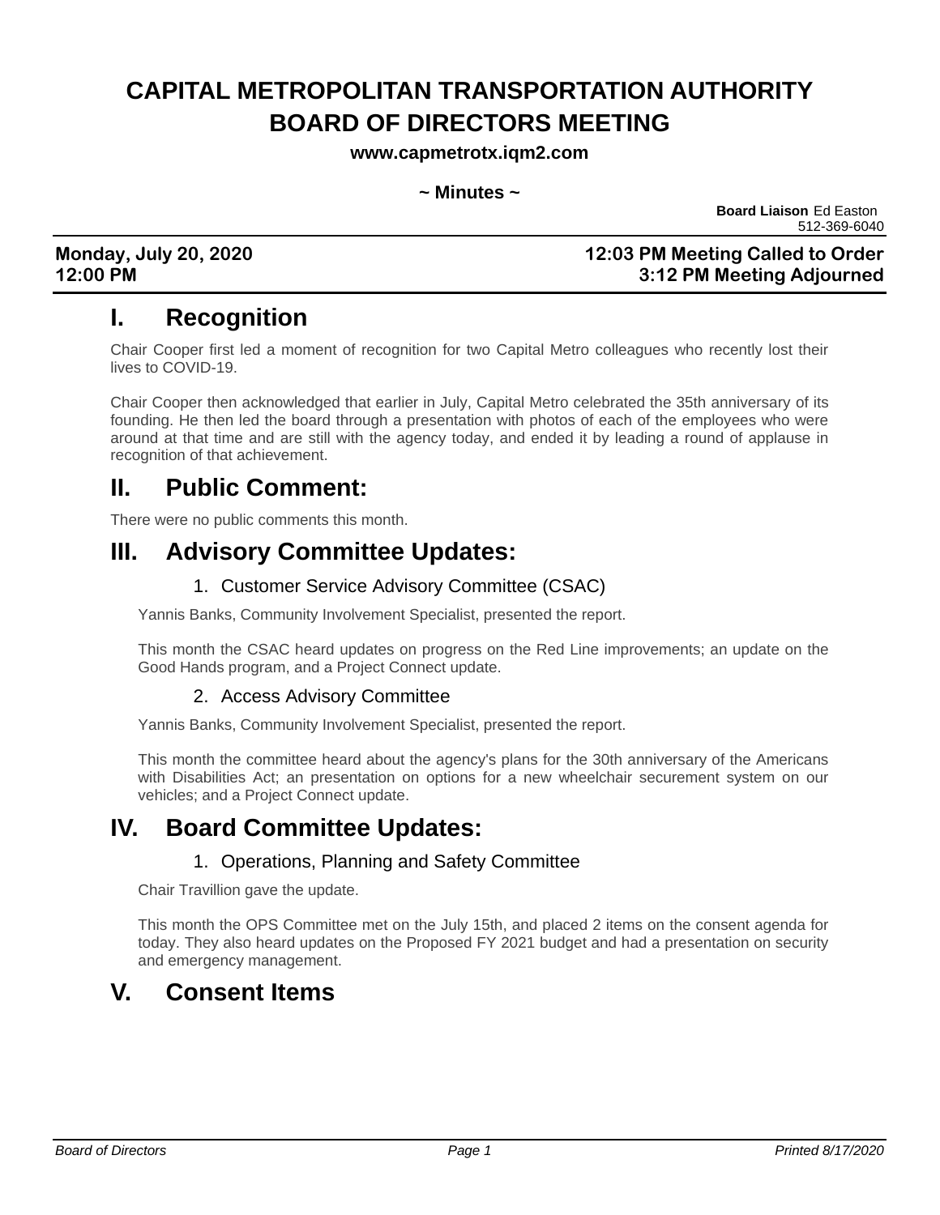# CAPITAL METROPOLITAN TRANSPORTATION AUTHORITY BOARD OF DIRECTORS MEETING

**www.capmetrotx.iqm2.com**

**~ Minutes ~**

**Board Liaison** Ed Easton
512-369-6040

**Monday, July 20, 2020**
**12:00 PM**

**12:03 PM Meeting Called to Order**
**3:12 PM Meeting Adjourned**

## I. Recognition

Chair Cooper first led a moment of recognition for two Capital Metro colleagues who recently lost their lives to COVID-19.

Chair Cooper then acknowledged that earlier in July, Capital Metro celebrated the 35th anniversary of its founding. He then led the board through a presentation with photos of each of the employees who were around at that time and are still with the agency today, and ended it by leading a round of applause in recognition of that achievement.

## II. Public Comment:

There were no public comments this month.

## III. Advisory Committee Updates:

### 1. Customer Service Advisory Committee (CSAC)

Yannis Banks, Community Involvement Specialist, presented the report.

This month the CSAC heard updates on progress on the Red Line improvements; an update on the Good Hands program, and a Project Connect update.

### 2. Access Advisory Committee

Yannis Banks, Community Involvement Specialist, presented the report.

This month the committee heard about the agency's plans for the 30th anniversary of the Americans with Disabilities Act; an presentation on options for a new wheelchair securement system on our vehicles; and a Project Connect update.

## IV. Board Committee Updates:

### 1. Operations, Planning and Safety Committee

Chair Travillion gave the update.

This month the OPS Committee met on the July 15th, and placed 2 items on the consent agenda for today. They also heard updates on the Proposed FY 2021 budget and had a presentation on security and emergency management.

## V. Consent Items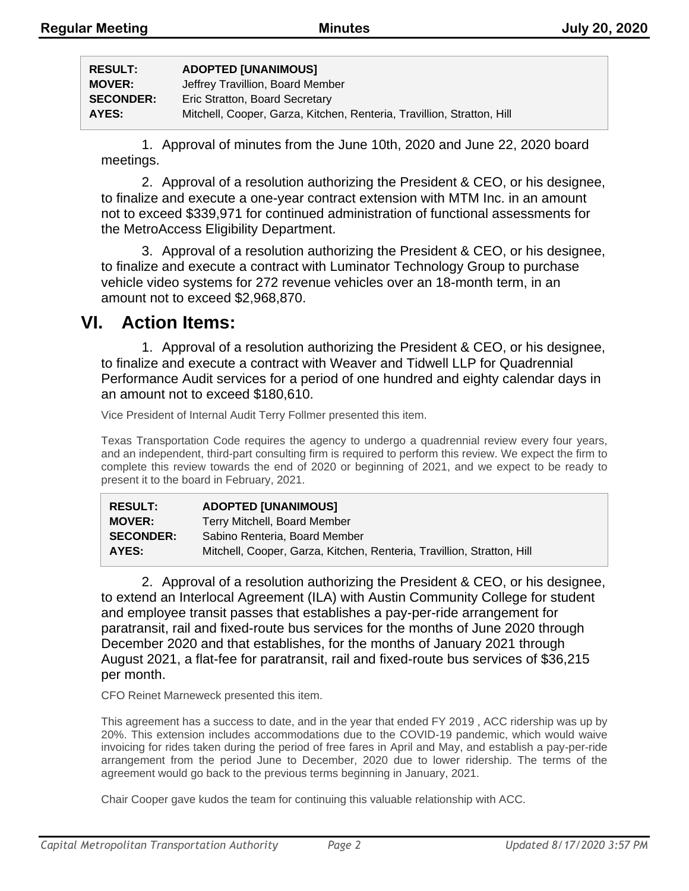| RESULT: | ADOPTED [UNANIMOUS] |
| --- | --- |
| MOVER: | Jeffrey Travillion, Board Member |
| SECONDER: | Eric Stratton, Board Secretary |
| AYES: | Mitchell, Cooper, Garza, Kitchen, Renteria, Travillion, Stratton, Hill |

1. Approval of minutes from the June 10th, 2020 and June 22, 2020 board meetings.

2. Approval of a resolution authorizing the President & CEO, or his designee, to finalize and execute a one-year contract extension with MTM Inc. in an amount not to exceed $339,971 for continued administration of functional assessments for the MetroAccess Eligibility Department.

3. Approval of a resolution authorizing the President & CEO, or his designee, to finalize and execute a contract with Luminator Technology Group to purchase vehicle video systems for 272 revenue vehicles over an 18-month term, in an amount not to exceed $2,968,870.

# VI. Action Items:

1. Approval of a resolution authorizing the President & CEO, or his designee, to finalize and execute a contract with Weaver and Tidwell LLP for Quadrennial Performance Audit services for a period of one hundred and eighty calendar days in an amount not to exceed $180,610.

Vice President of Internal Audit Terry Follmer presented this item.

Texas Transportation Code requires the agency to undergo a quadrennial review every four years, and an independent, third-part consulting firm is required to perform this review. We expect the firm to complete this review towards the end of 2020 or beginning of 2021, and we expect to be ready to present it to the board in February, 2021.

| RESULT: | ADOPTED [UNANIMOUS] |
| --- | --- |
| MOVER: | Terry Mitchell, Board Member |
| SECONDER: | Sabino Renteria, Board Member |
| AYES: | Mitchell, Cooper, Garza, Kitchen, Renteria, Travillion, Stratton, Hill |

2. Approval of a resolution authorizing the President & CEO, or his designee, to extend an Interlocal Agreement (ILA) with Austin Community College for student and employee transit passes that establishes a pay-per-ride arrangement for paratransit, rail and fixed-route bus services for the months of June 2020 through December 2020 and that establishes, for the months of January 2021 through August 2021, a flat-fee for paratransit, rail and fixed-route bus services of $36,215 per month.

CFO Reinet Marneweck presented this item.

This agreement has a success to date, and in the year that ended FY 2019 , ACC ridership was up by 20%. This extension includes accommodations due to the COVID-19 pandemic, which would waive invoicing for rides taken during the period of free fares in April and May, and establish a pay-per-ride arrangement from the period June to December, 2020 due to lower ridership. The terms of the agreement would go back to the previous terms beginning in January, 2021.

Chair Cooper gave kudos the team for continuing this valuable relationship with ACC.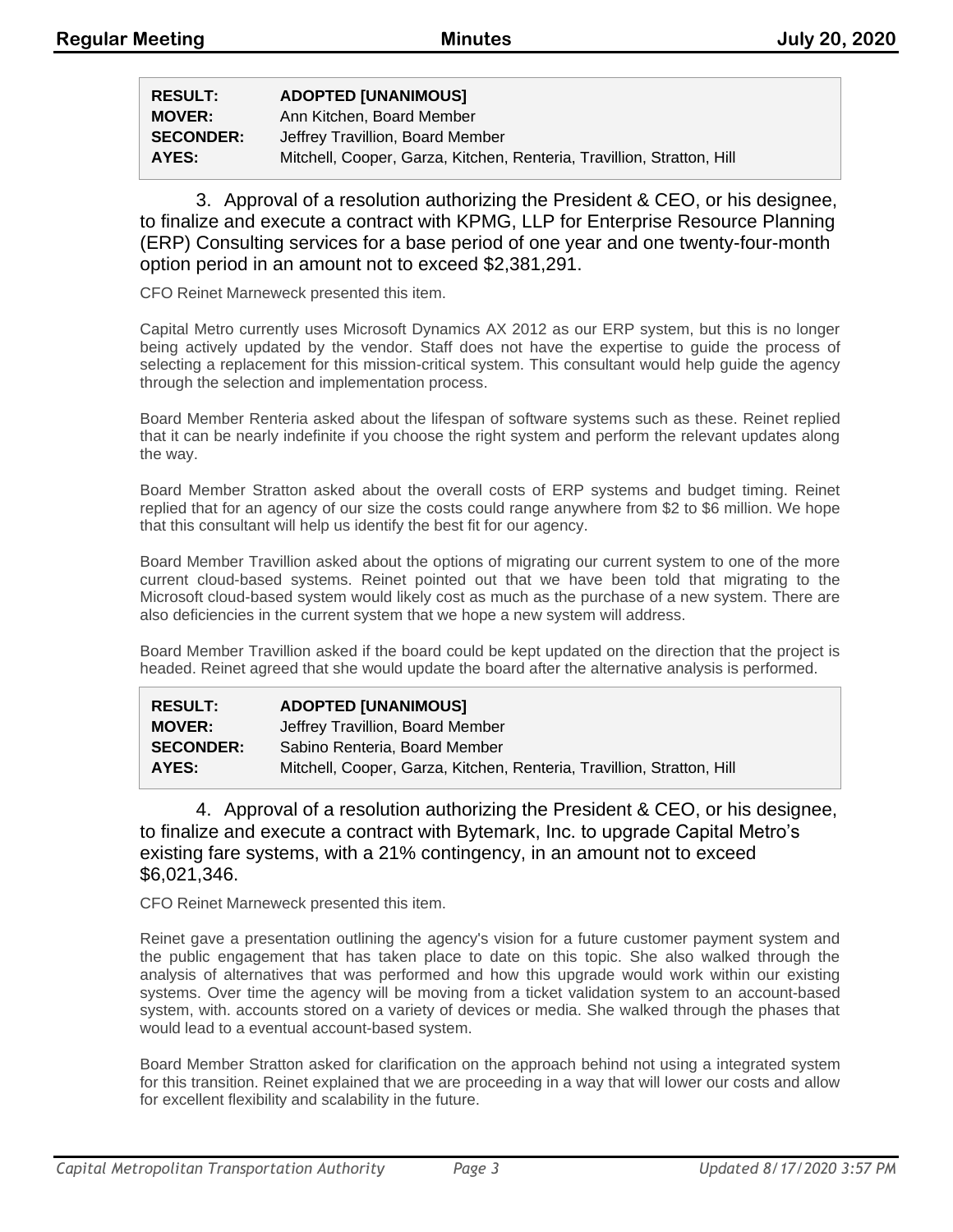| RESULT: | ADOPTED [UNANIMOUS] |
|---|---|
| MOVER: | Ann Kitchen, Board Member |
| SECONDER: | Jeffrey Travillion, Board Member |
| AYES: | Mitchell, Cooper, Garza, Kitchen, Renteria, Travillion, Stratton, Hill |

3. Approval of a resolution authorizing the President & CEO, or his designee, to finalize and execute a contract with KPMG, LLP for Enterprise Resource Planning (ERP) Consulting services for a base period of one year and one twenty-four-month option period in an amount not to exceed $2,381,291.

CFO Reinet Marneweck presented this item.

Capital Metro currently uses Microsoft Dynamics AX 2012 as our ERP system, but this is no longer being actively updated by the vendor. Staff does not have the expertise to guide the process of selecting a replacement for this mission-critical system. This consultant would help guide the agency through the selection and implementation process.

Board Member Renteria asked about the lifespan of software systems such as these. Reinet replied that it can be nearly indefinite if you choose the right system and perform the relevant updates along the way.

Board Member Stratton asked about the overall costs of ERP systems and budget timing. Reinet replied that for an agency of our size the costs could range anywhere from $2 to $6 million. We hope that this consultant will help us identify the best fit for our agency.

Board Member Travillion asked about the options of migrating our current system to one of the more current cloud-based systems. Reinet pointed out that we have been told that migrating to the Microsoft cloud-based system would likely cost as much as the purchase of a new system. There are also deficiencies in the current system that we hope a new system will address.

Board Member Travillion asked if the board could be kept updated on the direction that the project is headed. Reinet agreed that she would update the board after the alternative analysis is performed.

| RESULT: | ADOPTED [UNANIMOUS] |
|---|---|
| MOVER: | Jeffrey Travillion, Board Member |
| SECONDER: | Sabino Renteria, Board Member |
| AYES: | Mitchell, Cooper, Garza, Kitchen, Renteria, Travillion, Stratton, Hill |

4. Approval of a resolution authorizing the President & CEO, or his designee, to finalize and execute a contract with Bytemark, Inc. to upgrade Capital Metro's existing fare systems, with a 21% contingency, in an amount not to exceed $6,021,346.

CFO Reinet Marneweck presented this item.

Reinet gave a presentation outlining the agency's vision for a future customer payment system and the public engagement that has taken place to date on this topic. She also walked through the analysis of alternatives that was performed and how this upgrade would work within our existing systems. Over time the agency will be moving from a ticket validation system to an account-based system, with. accounts stored on a variety of devices or media. She walked through the phases that would lead to a eventual account-based system.

Board Member Stratton asked for clarification on the approach behind not using a integrated system for this transition. Reinet explained that we are proceeding in a way that will lower our costs and allow for excellent flexibility and scalability in the future.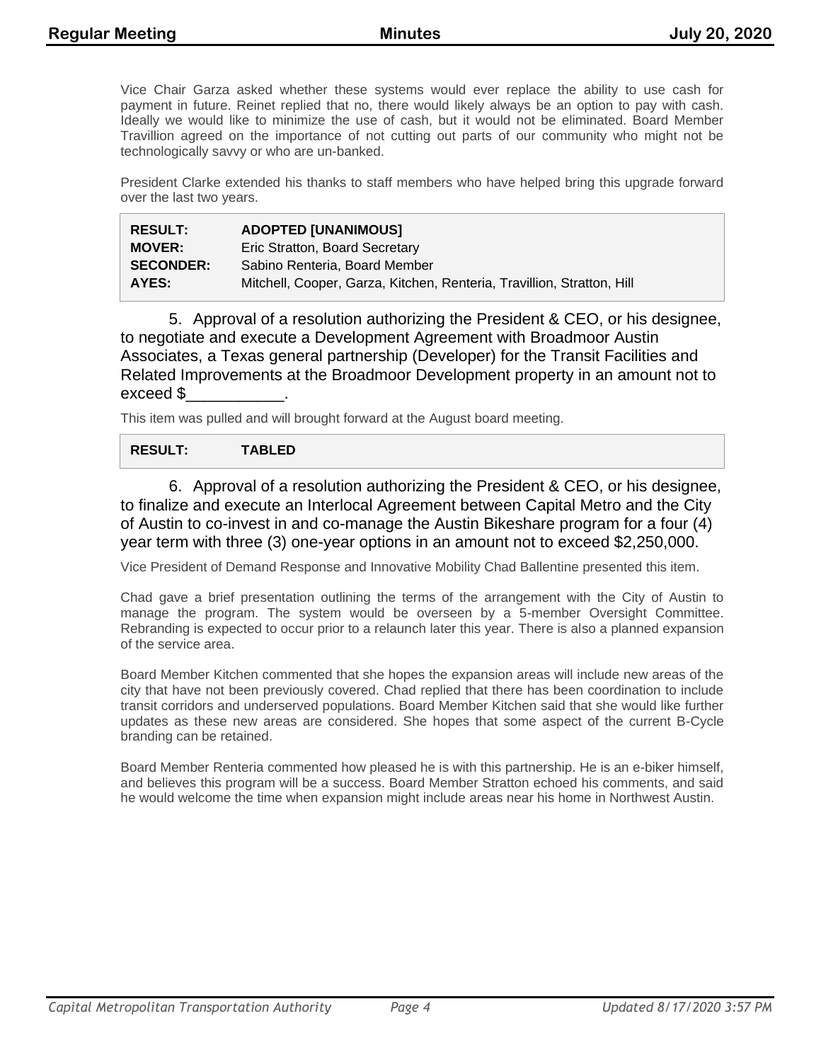Vice Chair Garza asked whether these systems would ever replace the ability to use cash for payment in future. Reinet replied that no, there would likely always be an option to pay with cash. Ideally we would like to minimize the use of cash, but it would not be eliminated. Board Member Travillion agreed on the importance of not cutting out parts of our community who might not be technologically savvy or who are un-banked.

President Clarke extended his thanks to staff members who have helped bring this upgrade forward over the last two years.

| | |
|---|---|
| **RESULT:** | **ADOPTED [UNANIMOUS]** |
| **MOVER:** | Eric Stratton, Board Secretary |
| **SECONDER:** | Sabino Renteria, Board Member |
| **AYES:** | Mitchell, Cooper, Garza, Kitchen, Renteria, Travillion, Stratton, Hill |

5. Approval of a resolution authorizing the President & CEO, or his designee, to negotiate and execute a Development Agreement with Broadmoor Austin Associates, a Texas general partnership (Developer) for the Transit Facilities and Related Improvements at the Broadmoor Development property in an amount not to exceed $___________.

This item was pulled and will brought forward at the August board meeting.

| | |
|---|---|
| **RESULT:** | **TABLED** |

6. Approval of a resolution authorizing the President & CEO, or his designee, to finalize and execute an Interlocal Agreement between Capital Metro and the City of Austin to co-invest in and co-manage the Austin Bikeshare program for a four (4) year term with three (3) one-year options in an amount not to exceed $2,250,000.

Vice President of Demand Response and Innovative Mobility Chad Ballentine presented this item.

Chad gave a brief presentation outlining the terms of the arrangement with the City of Austin to manage the program. The system would be overseen by a 5-member Oversight Committee. Rebranding is expected to occur prior to a relaunch later this year. There is also a planned expansion of the service area.

Board Member Kitchen commented that she hopes the expansion areas will include new areas of the city that have not been previously covered. Chad replied that there has been coordination to include transit corridors and underserved populations. Board Member Kitchen said that she would like further updates as these new areas are considered. She hopes that some aspect of the current B-Cycle branding can be retained.

Board Member Renteria commented how pleased he is with this partnership. He is an e-biker himself, and believes this program will be a success. Board Member Stratton echoed his comments, and said he would welcome the time when expansion might include areas near his home in Northwest Austin.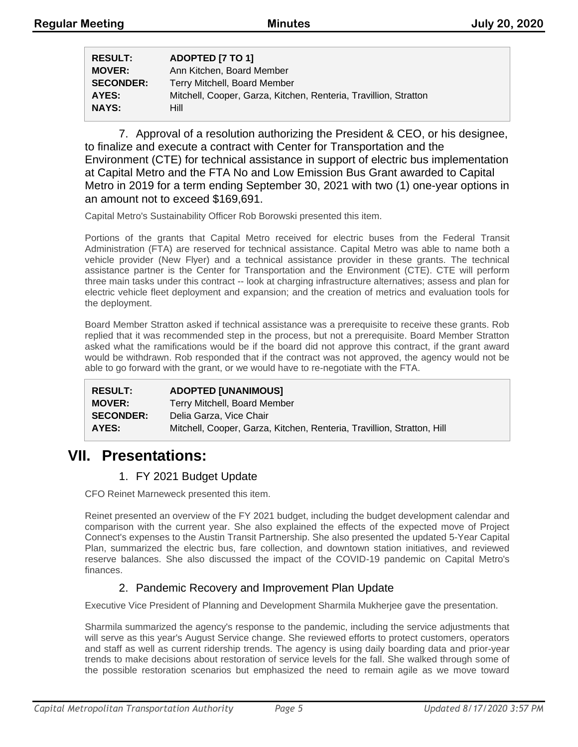| RESULT: | ADOPTED [7 TO 1] |
|---|---|
| MOVER: | Ann Kitchen, Board Member |
| SECONDER: | Terry Mitchell, Board Member |
| AYES: | Mitchell, Cooper, Garza, Kitchen, Renteria, Travillion, Stratton |
| NAYS: | Hill |

7. Approval of a resolution authorizing the President & CEO, or his designee, to finalize and execute a contract with Center for Transportation and the Environment (CTE) for technical assistance in support of electric bus implementation at Capital Metro and the FTA No and Low Emission Bus Grant awarded to Capital Metro in 2019 for a term ending September 30, 2021 with two (1) one-year options in an amount not to exceed $169,691.

Capital Metro's Sustainability Officer Rob Borowski presented this item.

Portions of the grants that Capital Metro received for electric buses from the Federal Transit Administration (FTA) are reserved for technical assistance. Capital Metro was able to name both a vehicle provider (New Flyer) and a technical assistance provider in these grants. The technical assistance partner is the Center for Transportation and the Environment (CTE). CTE will perform three main tasks under this contract -- look at charging infrastructure alternatives; assess and plan for electric vehicle fleet deployment and expansion; and the creation of metrics and evaluation tools for the deployment.

Board Member Stratton asked if technical assistance was a prerequisite to receive these grants. Rob replied that it was recommended step in the process, but not a prerequisite. Board Member Stratton asked what the ramifications would be if the board did not approve this contract, if the grant award would be withdrawn. Rob responded that if the contract was not approved, the agency would not be able to go forward with the grant, or we would have to re-negotiate with the FTA.

| RESULT: | ADOPTED [UNANIMOUS] |
|---|---|
| MOVER: | Terry Mitchell, Board Member |
| SECONDER: | Delia Garza, Vice Chair |
| AYES: | Mitchell, Cooper, Garza, Kitchen, Renteria, Travillion, Stratton, Hill |

# VII. Presentations:

## 1. FY 2021 Budget Update

CFO Reinet Marneweck presented this item.

Reinet presented an overview of the FY 2021 budget, including the budget development calendar and comparison with the current year. She also explained the effects of the expected move of Project Connect's expenses to the Austin Transit Partnership. She also presented the updated 5-Year Capital Plan, summarized the electric bus, fare collection, and downtown station initiatives, and reviewed reserve balances. She also discussed the impact of the COVID-19 pandemic on Capital Metro's finances.

## 2. Pandemic Recovery and Improvement Plan Update

Executive Vice President of Planning and Development Sharmila Mukherjee gave the presentation.

Sharmila summarized the agency's response to the pandemic, including the service adjustments that will serve as this year's August Service change. She reviewed efforts to protect customers, operators and staff as well as current ridership trends. The agency is using daily boarding data and prior-year trends to make decisions about restoration of service levels for the fall. She walked through some of the possible restoration scenarios but emphasized the need to remain agile as we move toward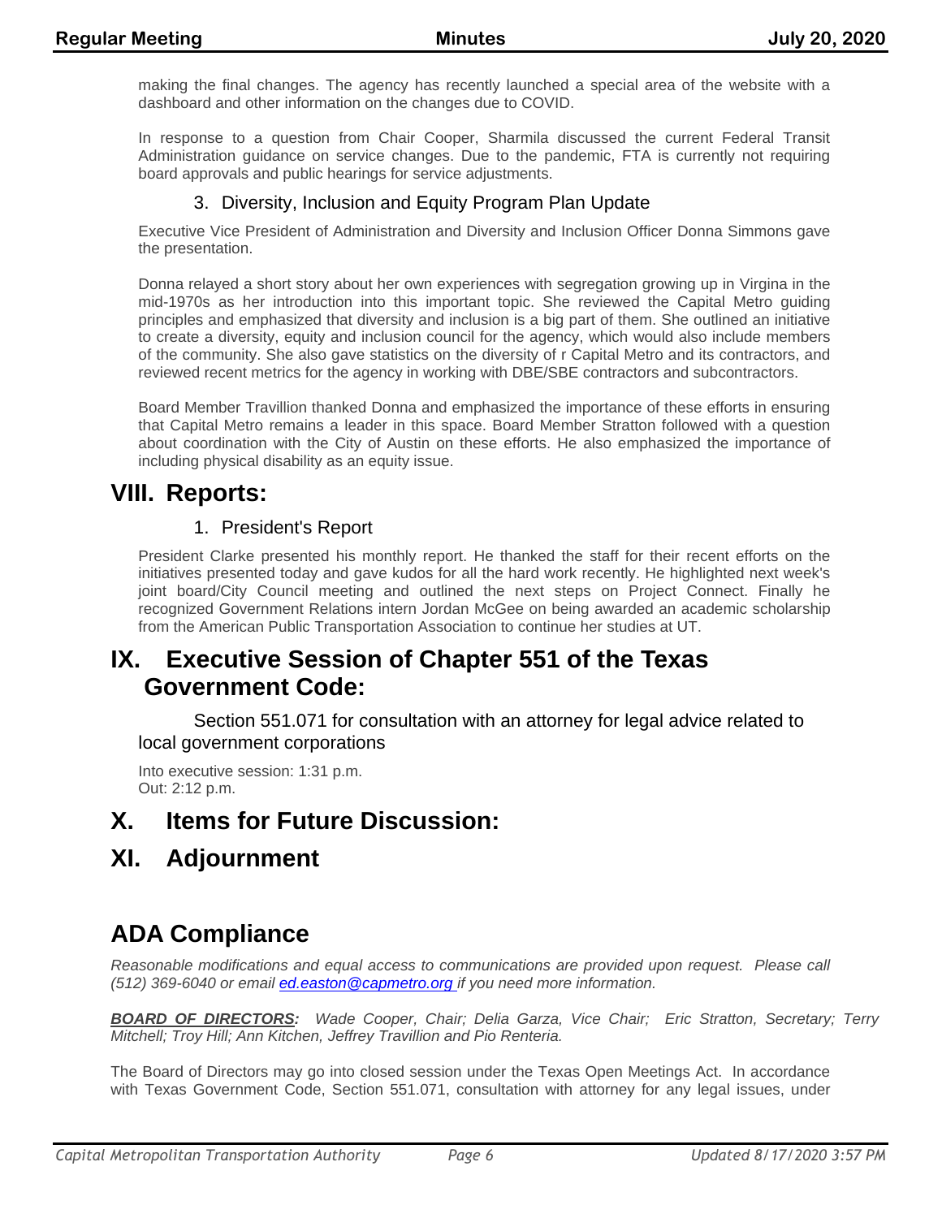making the final changes. The agency has recently launched a special area of the website with a dashboard and other information on the changes due to COVID.

In response to a question from Chair Cooper, Sharmila discussed the current Federal Transit Administration guidance on service changes. Due to the pandemic, FTA is currently not requiring board approvals and public hearings for service adjustments.

### 3. Diversity, Inclusion and Equity Program Plan Update

Executive Vice President of Administration and Diversity and Inclusion Officer Donna Simmons gave the presentation.

Donna relayed a short story about her own experiences with segregation growing up in Virgina in the mid-1970s as her introduction into this important topic. She reviewed the Capital Metro guiding principles and emphasized that diversity and inclusion is a big part of them. She outlined an initiative to create a diversity, equity and inclusion council for the agency, which would also include members of the community. She also gave statistics on the diversity of r Capital Metro and its contractors, and reviewed recent metrics for the agency in working with DBE/SBE contractors and subcontractors.

Board Member Travillion thanked Donna and emphasized the importance of these efforts in ensuring that Capital Metro remains a leader in this space. Board Member Stratton followed with a question about coordination with the City of Austin on these efforts. He also emphasized the importance of including physical disability as an equity issue.

## VIII. Reports:

### 1. President's Report

President Clarke presented his monthly report. He thanked the staff for their recent efforts on the initiatives presented today and gave kudos for all the hard work recently. He highlighted next week's joint board/City Council meeting and outlined the next steps on Project Connect. Finally he recognized Government Relations intern Jordan McGee on being awarded an academic scholarship from the American Public Transportation Association to continue her studies at UT.

## IX. Executive Session of Chapter 551 of the Texas Government Code:

Section 551.071 for consultation with an attorney for legal advice related to local government corporations

Into executive session: 1:31 p.m.
Out: 2:12 p.m.

## X. Items for Future Discussion:

## XI. Adjournment

## ADA Compliance

*Reasonable modifications and equal access to communications are provided upon request. Please call (512) 369-6040 or email ed.easton@capmetro.org if you need more information.*

***BOARD OF DIRECTORS:*** *Wade Cooper, Chair; Delia Garza, Vice Chair; Eric Stratton, Secretary; Terry Mitchell; Troy Hill; Ann Kitchen, Jeffrey Travillion and Pio Renteria.*

The Board of Directors may go into closed session under the Texas Open Meetings Act. In accordance with Texas Government Code, Section 551.071, consultation with attorney for any legal issues, under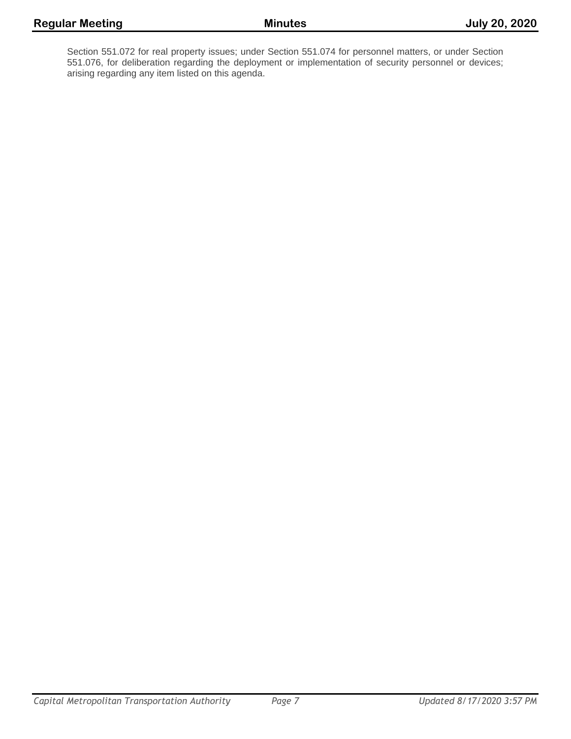Section 551.072 for real property issues; under Section 551.074 for personnel matters, or under Section 551.076, for deliberation regarding the deployment or implementation of security personnel or devices; arising regarding any item listed on this agenda.